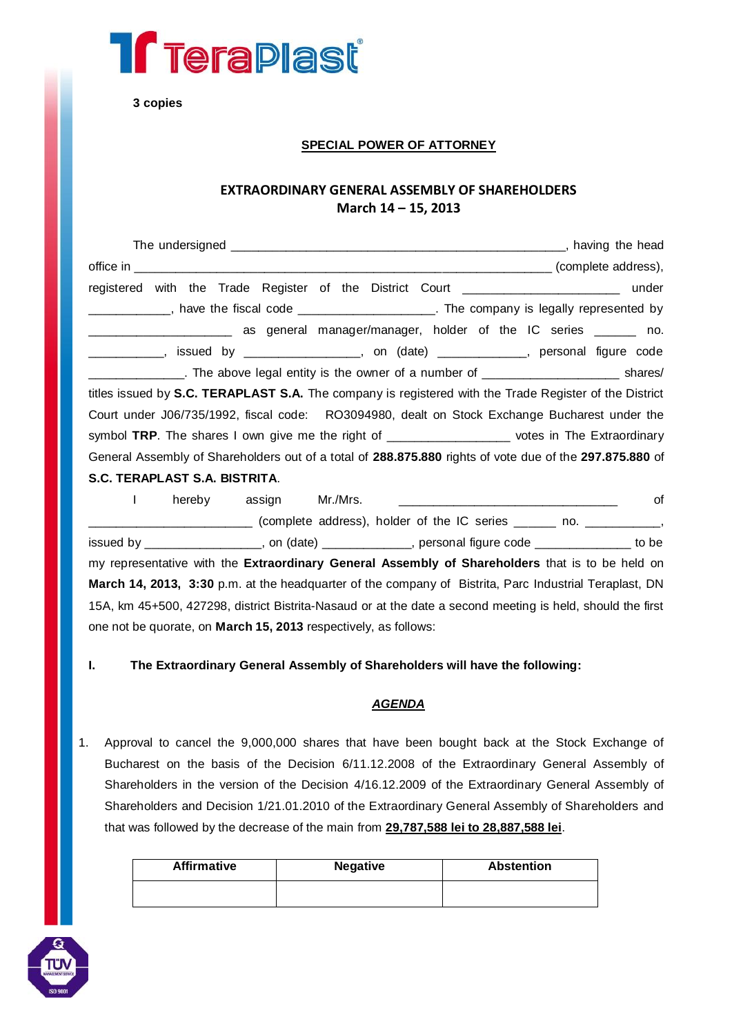**3 copies**

## SPECIAL POWER OF ATTORNEY

## EXTRAORDINARY GENERAL ASSEMBLY OF SHAREHOLDERS
## March 14 – 15, 2013

The undersigned ________________________________________________, having the head office in ____________________________________________________________ (complete address), registered with the Trade Register of the District Court ______________________ under ___________, have the fiscal code ___________________. The company is legally represented by ____________________ as general manager/manager, holder of the IC series ______ no. __________, issued by ________________, on (date) ____________, personal figure code _____________. The above legal entity is the owner of a number of ___________________ shares/ titles issued by **S.C. TERAPLAST S.A.** The company is registered with the Trade Register of the District Court under J06/735/1992, fiscal code: RO3094980, dealt on Stock Exchange Bucharest under the symbol **TRP**. The shares I own give me the right of _________________ votes in The Extraordinary General Assembly of Shareholders out of a total of **288.875.880** rights of vote due of the **297.875.880** of **S.C. TERAPLAST S.A. BISTRITA**.

I hereby assign Mr./Mrs. ________________________________ of _______________________ (complete address), holder of the IC series ______ no. ___________, issued by ________________, on (date) ____________, personal figure code _____________ to be my representative with the **Extraordinary General Assembly of Shareholders** that is to be held on **March 14, 2013, 3:30** p.m. at the headquarter of the company of Bistrita, Parc Industrial Teraplast, DN 15A, km 45+500, 427298, district Bistrita-Nasaud or at the date a second meeting is held, should the first one not be quorate, on **March 15, 2013** respectively, as follows:

**I. The Extraordinary General Assembly of Shareholders will have the following:**

***AGENDA***

1. Approval to cancel the 9,000,000 shares that have been bought back at the Stock Exchange of Bucharest on the basis of the Decision 6/11.12.2008 of the Extraordinary General Assembly of Shareholders in the version of the Decision 4/16.12.2009 of the Extraordinary General Assembly of Shareholders and Decision 1/21.01.2010 of the Extraordinary General Assembly of Shareholders and that was followed by the decrease of the main from **29,787,588 lei to 28,887,588 lei**.

| Affirmative | Negative | Abstention |
|---|---|---|
| | | |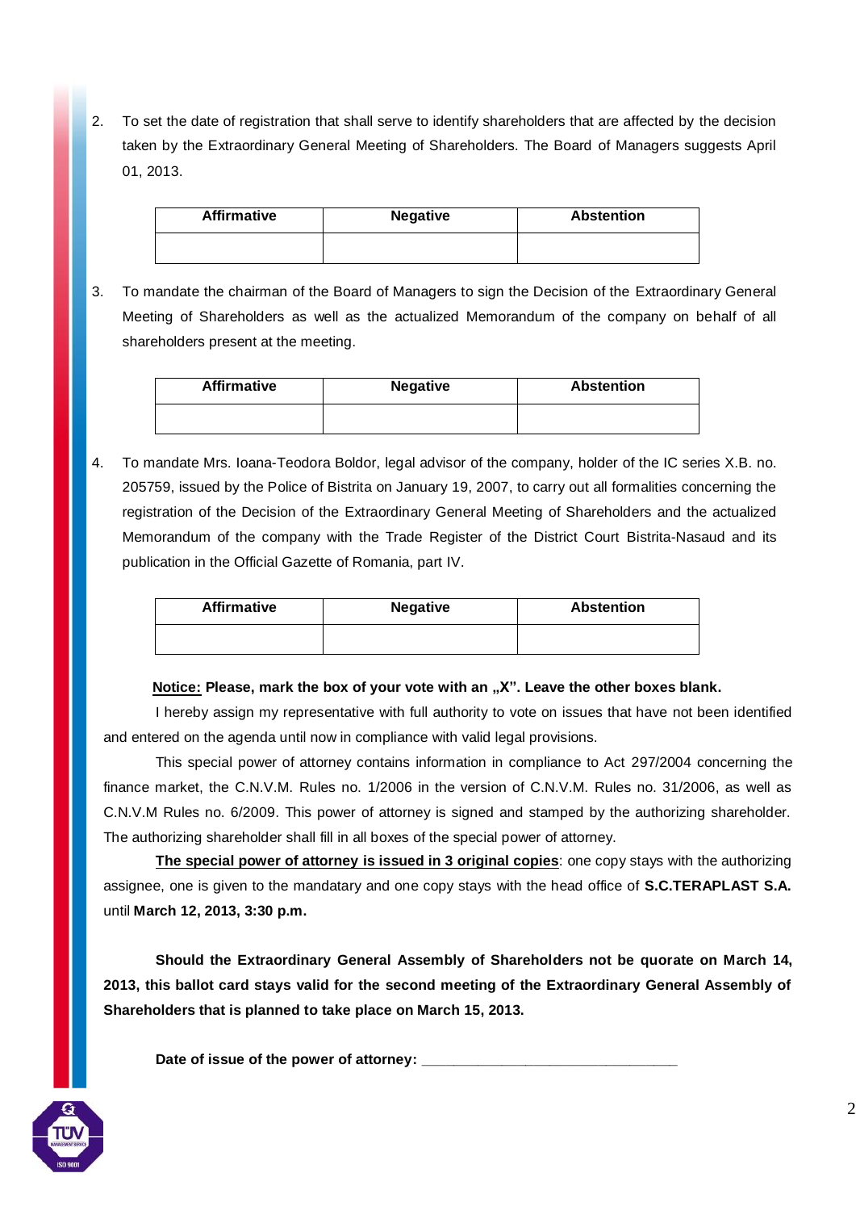2. To set the date of registration that shall serve to identify shareholders that are affected by the decision taken by the Extraordinary General Meeting of Shareholders. The Board of Managers suggests April 01, 2013.

| Affirmative | Negative | Abstention |
|---|---|---|
| | | |

3. To mandate the chairman of the Board of Managers to sign the Decision of the Extraordinary General Meeting of Shareholders as well as the actualized Memorandum of the company on behalf of all shareholders present at the meeting.

| Affirmative | Negative | Abstention |
|---|---|---|
| | | |

4. To mandate Mrs. Ioana-Teodora Boldor, legal advisor of the company, holder of the IC series X.B. no. 205759, issued by the Police of Bistrita on January 19, 2007, to carry out all formalities concerning the registration of the Decision of the Extraordinary General Meeting of Shareholders and the actualized Memorandum of the company with the Trade Register of the District Court Bistrita-Nasaud and its publication in the Official Gazette of Romania, part IV.

| Affirmative | Negative | Abstention |
|---|---|---|
| | | |

**Notice: Please, mark the box of your vote with an „X". Leave the other boxes blank.**

I hereby assign my representative with full authority to vote on issues that have not been identified and entered on the agenda until now in compliance with valid legal provisions.

This special power of attorney contains information in compliance to Act 297/2004 concerning the finance market, the C.N.V.M. Rules no. 1/2006 in the version of C.N.V.M. Rules no. 31/2006, as well as C.N.V.M Rules no. 6/2009. This power of attorney is signed and stamped by the authorizing shareholder. The authorizing shareholder shall fill in all boxes of the special power of attorney.

**The special power of attorney is issued in 3 original copies**: one copy stays with the authorizing assignee, one is given to the mandatary and one copy stays with the head office of **S.C.TERAPLAST S.A.** until **March 12, 2013, 3:30 p.m.**

**Should the Extraordinary General Assembly of Shareholders not be quorate on March 14, 2013, this ballot card stays valid for the second meeting of the Extraordinary General Assembly of Shareholders that is planned to take place on March 15, 2013.**

**Date of issue of the power of attorney: \_\_\_\_\_\_\_\_\_\_\_\_\_\_\_\_\_\_\_\_\_\_\_\_\_\_\_\_\_\_\_\_**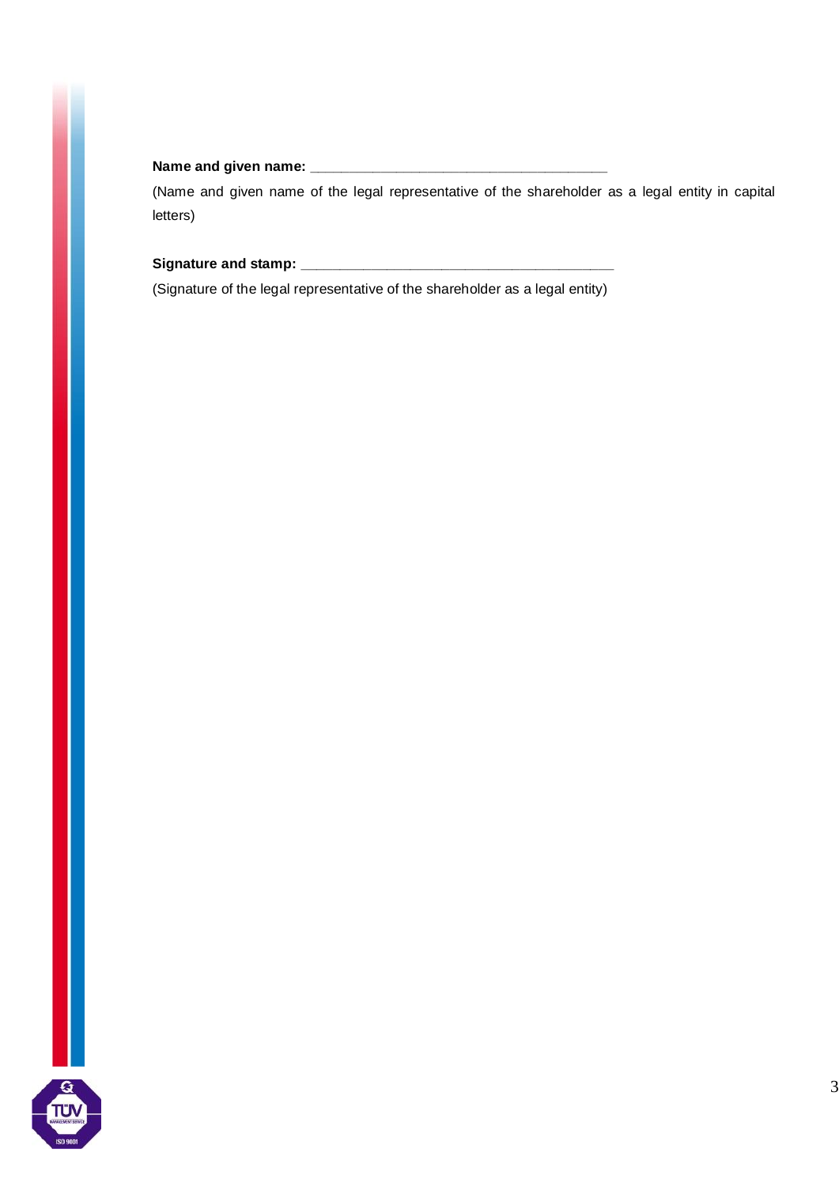**Name and given name:** ______________________________________

(Name and given name of the legal representative of the shareholder as a legal entity in capital letters)

**Signature and stamp:** ________________________________________

(Signature of the legal representative of the shareholder as a legal entity)